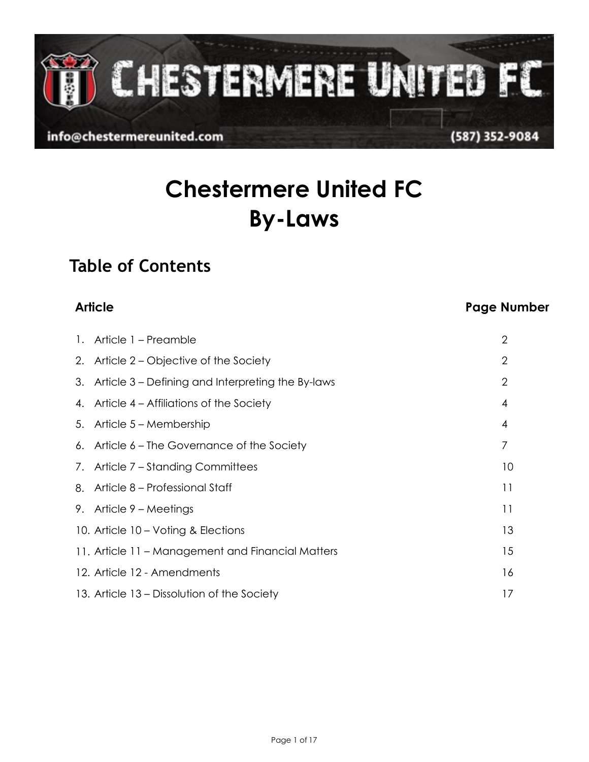info@chestermereunited.com (587) 352-9084

# Chestermere United FC
# By-Laws

## Table of Contents

| Article | Page Number |
|---|---|
| 1. Article 1 – Preamble | 2 |
| 2. Article 2 – Objective of the Society | 2 |
| 3. Article 3 – Defining and Interpreting the By-laws | 2 |
| 4. Article 4 – Affiliations of the Society | 4 |
| 5. Article 5 – Membership | 4 |
| 6. Article 6 – The Governance of the Society | 7 |
| 7. Article 7 – Standing Committees | 10 |
| 8. Article 8 – Professional Staff | 11 |
| 9. Article 9 – Meetings | 11 |
| 10. Article 10 – Voting & Elections | 13 |
| 11. Article 11 – Management and Financial Matters | 15 |
| 12. Article 12 - Amendments | 16 |
| 13. Article 13 – Dissolution of the Society | 17 |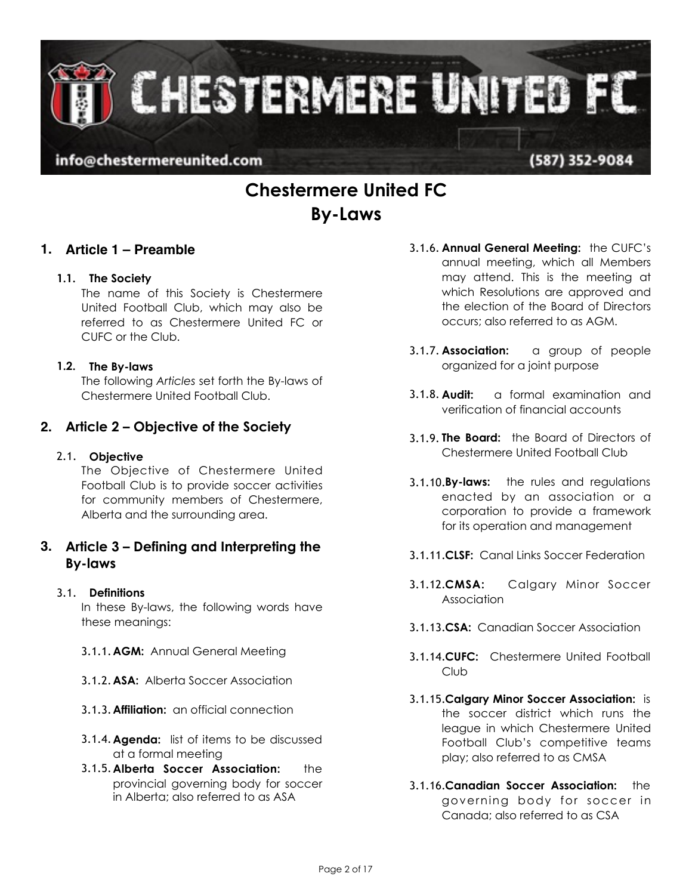info@chestermereunited.com (587) 352-9084

# Chestermere United FC
# By-Laws

## 1. Article 1 – Preamble

### 1.1. The Society

The name of this Society is Chestermere United Football Club, which may also be referred to as Chestermere United FC or CUFC or the Club.

### 1.2. The By-laws

The following *Articles* set forth the By-laws of Chestermere United Football Club.

## 2. Article 2 – Objective of the Society

### 2.1. Objective

The Objective of Chestermere United Football Club is to provide soccer activities for community members of Chestermere, Alberta and the surrounding area.

## 3. Article 3 – Defining and Interpreting the By-laws

### 3.1. Definitions

In these By-laws, the following words have these meanings:

3.1.1. **AGM:** Annual General Meeting

3.1.2. **ASA:** Alberta Soccer Association

3.1.3. **Affiliation:** an official connection

3.1.4. **Agenda:** list of items to be discussed at a formal meeting

3.1.5. **Alberta Soccer Association:** the provincial governing body for soccer in Alberta; also referred to as ASA

3.1.6. **Annual General Meeting:** the CUFC's annual meeting, which all Members may attend. This is the meeting at which Resolutions are approved and the election of the Board of Directors occurs; also referred to as AGM.

3.1.7. **Association:** a group of people organized for a joint purpose

3.1.8. **Audit:** a formal examination and verification of financial accounts

3.1.9. **The Board:** the Board of Directors of Chestermere United Football Club

3.1.10. **By-laws:** the rules and regulations enacted by an association or a corporation to provide a framework for its operation and management

3.1.11. **CLSF:** Canal Links Soccer Federation

3.1.12. **CMSA:** Calgary Minor Soccer Association

3.1.13. **CSA:** Canadian Soccer Association

3.1.14. **CUFC:** Chestermere United Football Club

3.1.15. **Calgary Minor Soccer Association:** is the soccer district which runs the league in which Chestermere United Football Club's competitive teams play; also referred to as CMSA

3.1.16. **Canadian Soccer Association:** the governing body for soccer in Canada; also referred to as CSA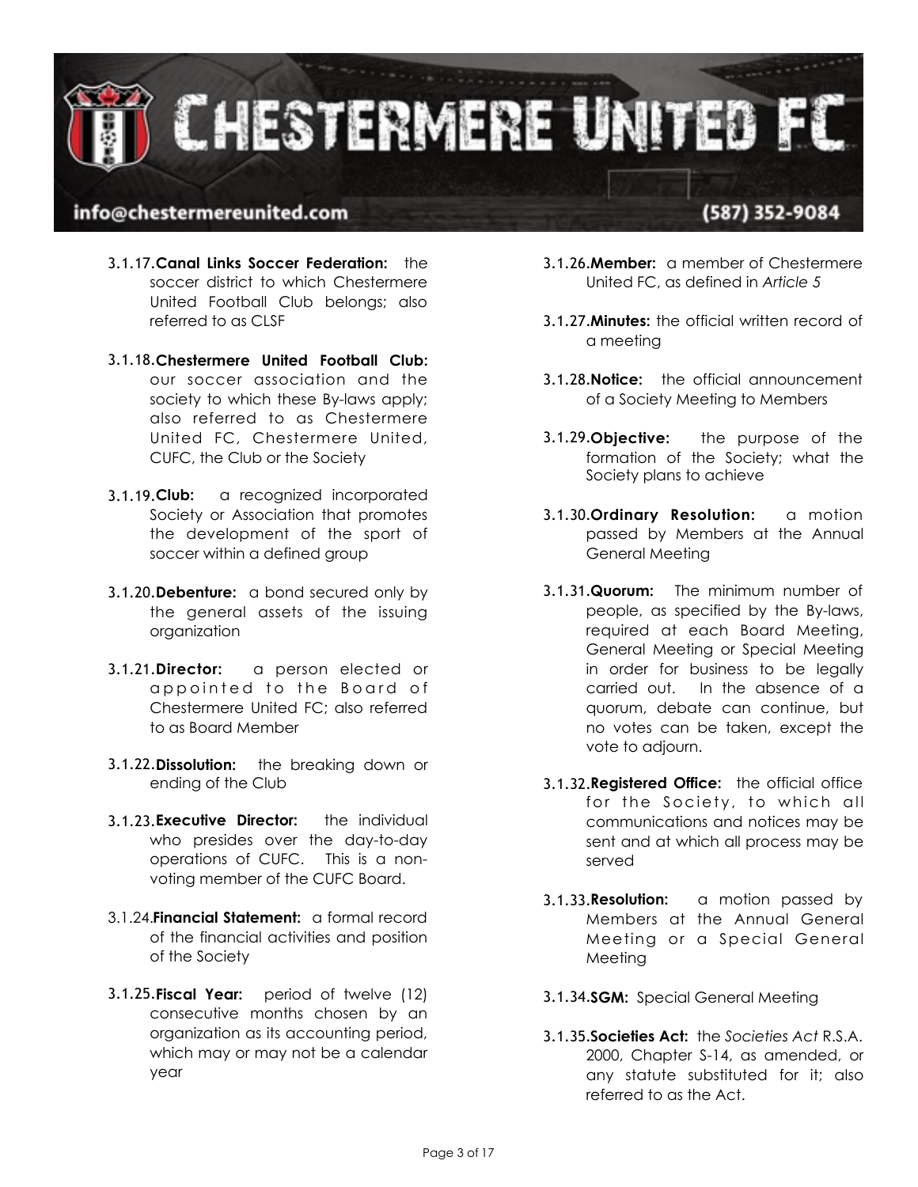3.1.17. **Canal Links Soccer Federation:** the soccer district to which Chestermere United Football Club belongs; also referred to as CLSF

3.1.18. **Chestermere United Football Club:** our soccer association and the society to which these By-laws apply; also referred to as Chestermere United FC, Chestermere United, CUFC, the Club or the Society

3.1.19. **Club:** a recognized incorporated Society or Association that promotes the development of the sport of soccer within a defined group

3.1.20. **Debenture:** a bond secured only by the general assets of the issuing organization

3.1.21. **Director:** a person elected or appointed to the Board of Chestermere United FC; also referred to as Board Member

3.1.22. **Dissolution:** the breaking down or ending of the Club

3.1.23. **Executive Director:** the individual who presides over the day-to-day operations of CUFC. This is a non-voting member of the CUFC Board.

3.1.24. **Financial Statement:** a formal record of the financial activities and position of the Society

3.1.25. **Fiscal Year:** period of twelve (12) consecutive months chosen by an organization as its accounting period, which may or may not be a calendar year

3.1.26. **Member:** a member of Chestermere United FC, as defined in *Article 5*

3.1.27. **Minutes:** the official written record of a meeting

3.1.28. **Notice:** the official announcement of a Society Meeting to Members

3.1.29. **Objective:** the purpose of the formation of the Society; what the Society plans to achieve

3.1.30. **Ordinary Resolution:** a motion passed by Members at the Annual General Meeting

3.1.31. **Quorum:** The minimum number of people, as specified by the By-laws, required at each Board Meeting, General Meeting or Special Meeting in order for business to be legally carried out. In the absence of a quorum, debate can continue, but no votes can be taken, except the vote to adjourn.

3.1.32. **Registered Office:** the official office for the Society, to which all communications and notices may be sent and at which all process may be served

3.1.33. **Resolution:** a motion passed by Members at the Annual General Meeting or a Special General Meeting

3.1.34. **SGM:** Special General Meeting

3.1.35. **Societies Act:** the *Societies Act* R.S.A. 2000, Chapter S-14, as amended, or any statute substituted for it; also referred to as the Act.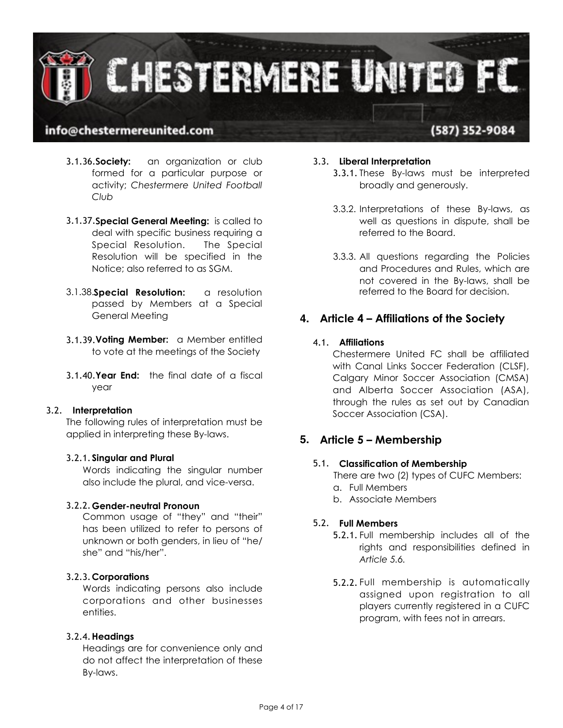3.1.36. **Society:** an organization or club formed for a particular purpose or activity; *Chestermere United Football Club*

3.1.37. **Special General Meeting:** is called to deal with specific business requiring a Special Resolution. The Special Resolution will be specified in the Notice; also referred to as SGM.

3.1.38. **Special Resolution:** a resolution passed by Members at a Special General Meeting

3.1.39. **Voting Member:** a Member entitled to vote at the meetings of the Society

3.1.40. **Year End:** the final date of a fiscal year

### 3.2. Interpretation

The following rules of interpretation must be applied in interpreting these By-laws.

#### 3.2.1. Singular and Plural

Words indicating the singular number also include the plural, and vice-versa.

#### 3.2.2. Gender-neutral Pronoun

Common usage of "they" and "their" has been utilized to refer to persons of unknown or both genders, in lieu of "he/she" and "his/her".

#### 3.2.3. Corporations

Words indicating persons also include corporations and other businesses entities.

#### 3.2.4. Headings

Headings are for convenience only and do not affect the interpretation of these By-laws.

### 3.3. Liberal Interpretation

3.3.1. These By-laws must be interpreted broadly and generously.

3.3.2. Interpretations of these By-laws, as well as questions in dispute, shall be referred to the Board.

3.3.3. All questions regarding the Policies and Procedures and Rules, which are not covered in the By-laws, shall be referred to the Board for decision.

## 4. Article 4 – Affiliations of the Society

### 4.1. Affiliations

Chestermere United FC shall be affiliated with Canal Links Soccer Federation (CLSF), Calgary Minor Soccer Association (CMSA) and Alberta Soccer Association (ASA), through the rules as set out by Canadian Soccer Association (CSA).

## 5. Article 5 – Membership

### 5.1. Classification of Membership

There are two (2) types of CUFC Members:

a. Full Members
b. Associate Members

### 5.2. Full Members

5.2.1. Full membership includes all of the rights and responsibilities defined in *Article 5.6.*

5.2.2. Full membership is automatically assigned upon registration to all players currently registered in a CUFC program, with fees not in arrears.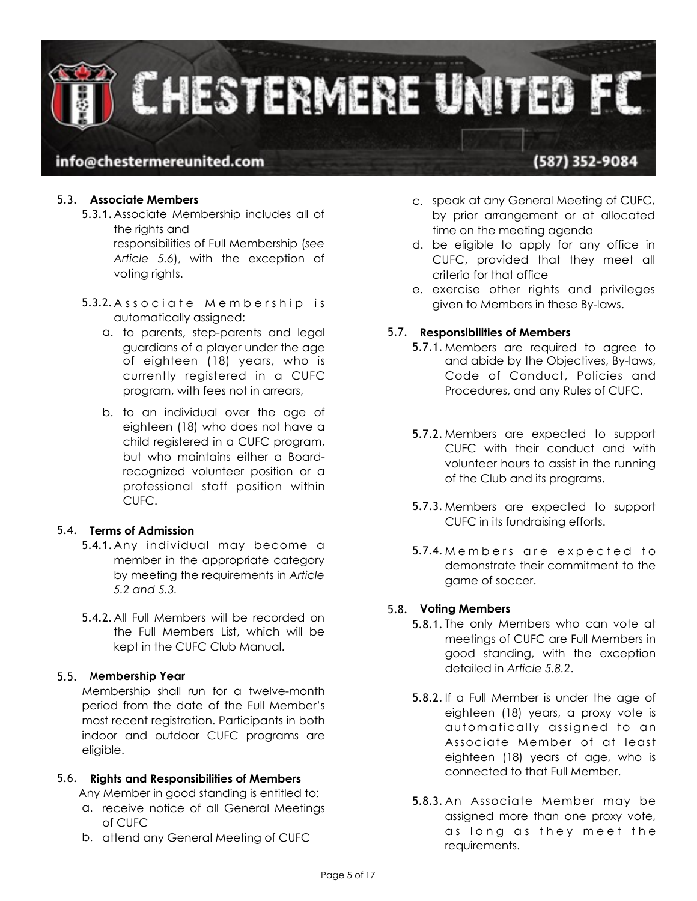### 5.3. Associate Members

**5.3.1.** Associate Membership includes all of the rights and responsibilities of Full Membership (*see Article 5.6*), with the exception of voting rights.

**5.3.2.** Associate Membership is automatically assigned:

a. to parents, step-parents and legal guardians of a player under the age of eighteen (18) years, who is currently registered in a CUFC program, with fees not in arrears,

b. to an individual over the age of eighteen (18) who does not have a child registered in a CUFC program, but who maintains either a Board-recognized volunteer position or a professional staff position within CUFC.

### 5.4. Terms of Admission

**5.4.1.** Any individual may become a member in the appropriate category by meeting the requirements in *Article 5.2 and 5.3.*

**5.4.2.** All Full Members will be recorded on the Full Members List, which will be kept in the CUFC Club Manual.

### 5.5. Membership Year

Membership shall run for a twelve-month period from the date of the Full Member's most recent registration. Participants in both indoor and outdoor CUFC programs are eligible.

### 5.6. Rights and Responsibilities of Members

Any Member in good standing is entitled to:

a. receive notice of all General Meetings of CUFC

b. attend any General Meeting of CUFC

c. speak at any General Meeting of CUFC, by prior arrangement or at allocated time on the meeting agenda

d. be eligible to apply for any office in CUFC, provided that they meet all criteria for that office

e. exercise other rights and privileges given to Members in these By-laws.

### 5.7. Responsibilities of Members

**5.7.1.** Members are required to agree to and abide by the Objectives, By-laws, Code of Conduct, Policies and Procedures, and any Rules of CUFC.

**5.7.2.** Members are expected to support CUFC with their conduct and with volunteer hours to assist in the running of the Club and its programs.

**5.7.3.** Members are expected to support CUFC in its fundraising efforts.

**5.7.4.** Members are expected to demonstrate their commitment to the game of soccer.

### 5.8. Voting Members

**5.8.1.** The only Members who can vote at meetings of CUFC are Full Members in good standing, with the exception detailed in *Article 5.8.2*.

**5.8.2.** If a Full Member is under the age of eighteen (18) years, a proxy vote is automatically assigned to an Associate Member of at least eighteen (18) years of age, who is connected to that Full Member.

**5.8.3.** An Associate Member may be assigned more than one proxy vote, as long as they meet the requirements.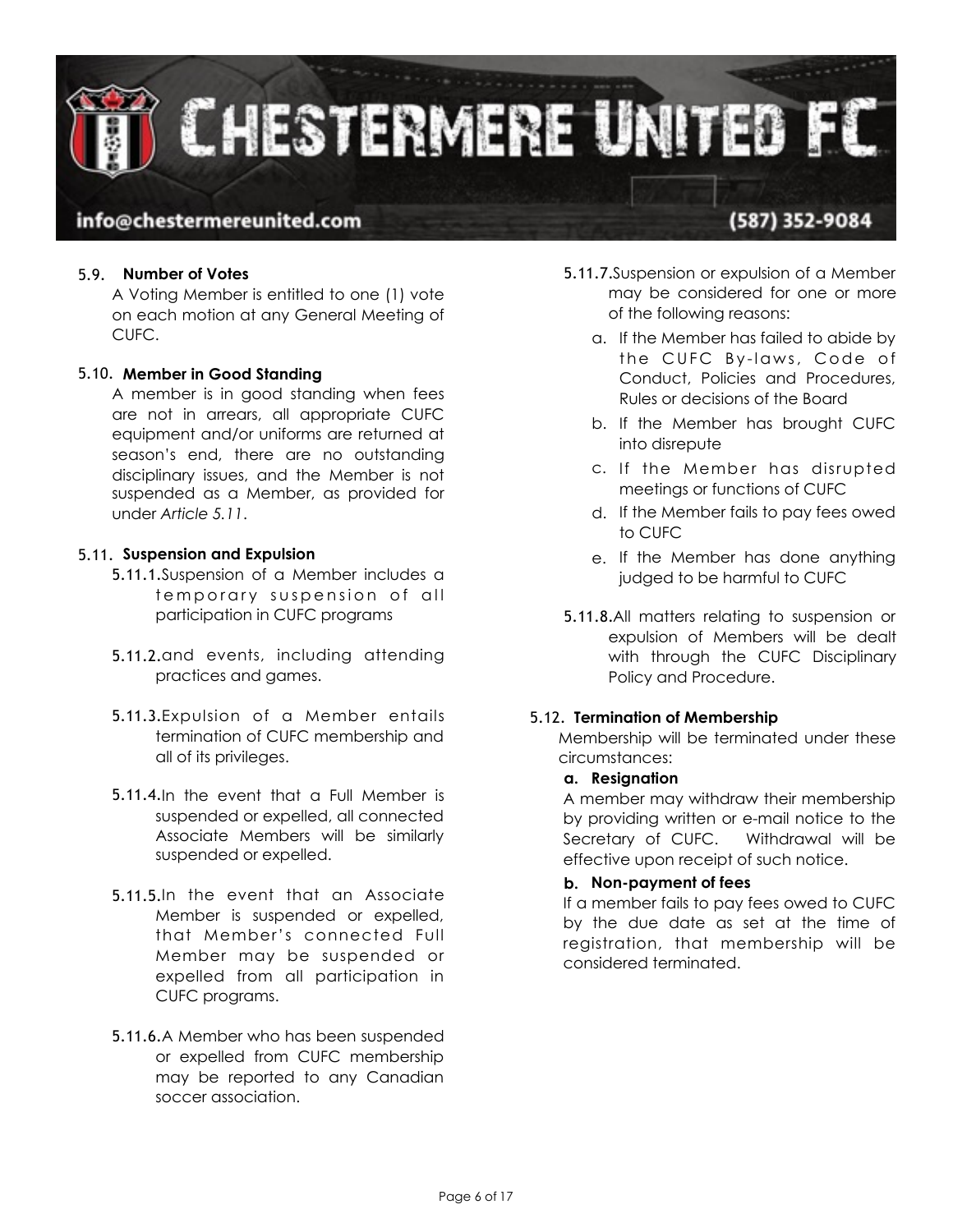### 5.9. Number of Votes

A Voting Member is entitled to one (1) vote on each motion at any General Meeting of CUFC.

### 5.10. Member in Good Standing

A member is in good standing when fees are not in arrears, all appropriate CUFC equipment and/or uniforms are returned at season's end, there are no outstanding disciplinary issues, and the Member is not suspended as a Member, as provided for under *Article 5.11*.

### 5.11. Suspension and Expulsion

**5.11.1.** Suspension of a Member includes a temporary suspension of all participation in CUFC programs

**5.11.2.** and events, including attending practices and games.

**5.11.3.** Expulsion of a Member entails termination of CUFC membership and all of its privileges.

**5.11.4.** In the event that a Full Member is suspended or expelled, all connected Associate Members will be similarly suspended or expelled.

**5.11.5.** In the event that an Associate Member is suspended or expelled, that Member's connected Full Member may be suspended or expelled from all participation in CUFC programs.

**5.11.6.** A Member who has been suspended or expelled from CUFC membership may be reported to any Canadian soccer association.

**5.11.7.** Suspension or expulsion of a Member may be considered for one or more of the following reasons:

a. If the Member has failed to abide by the CUFC By-laws, Code of Conduct, Policies and Procedures, Rules or decisions of the Board
b. If the Member has brought CUFC into disrepute
c. If the Member has disrupted meetings or functions of CUFC
d. If the Member fails to pay fees owed to CUFC
e. If the Member has done anything judged to be harmful to CUFC

**5.11.8.** All matters relating to suspension or expulsion of Members will be dealt with through the CUFC Disciplinary Policy and Procedure.

### 5.12. Termination of Membership

Membership will be terminated under these circumstances:

**a. Resignation**

A member may withdraw their membership by providing written or e-mail notice to the Secretary of CUFC. Withdrawal will be effective upon receipt of such notice.

**b. Non-payment of fees**

If a member fails to pay fees owed to CUFC by the due date as set at the time of registration, that membership will be considered terminated.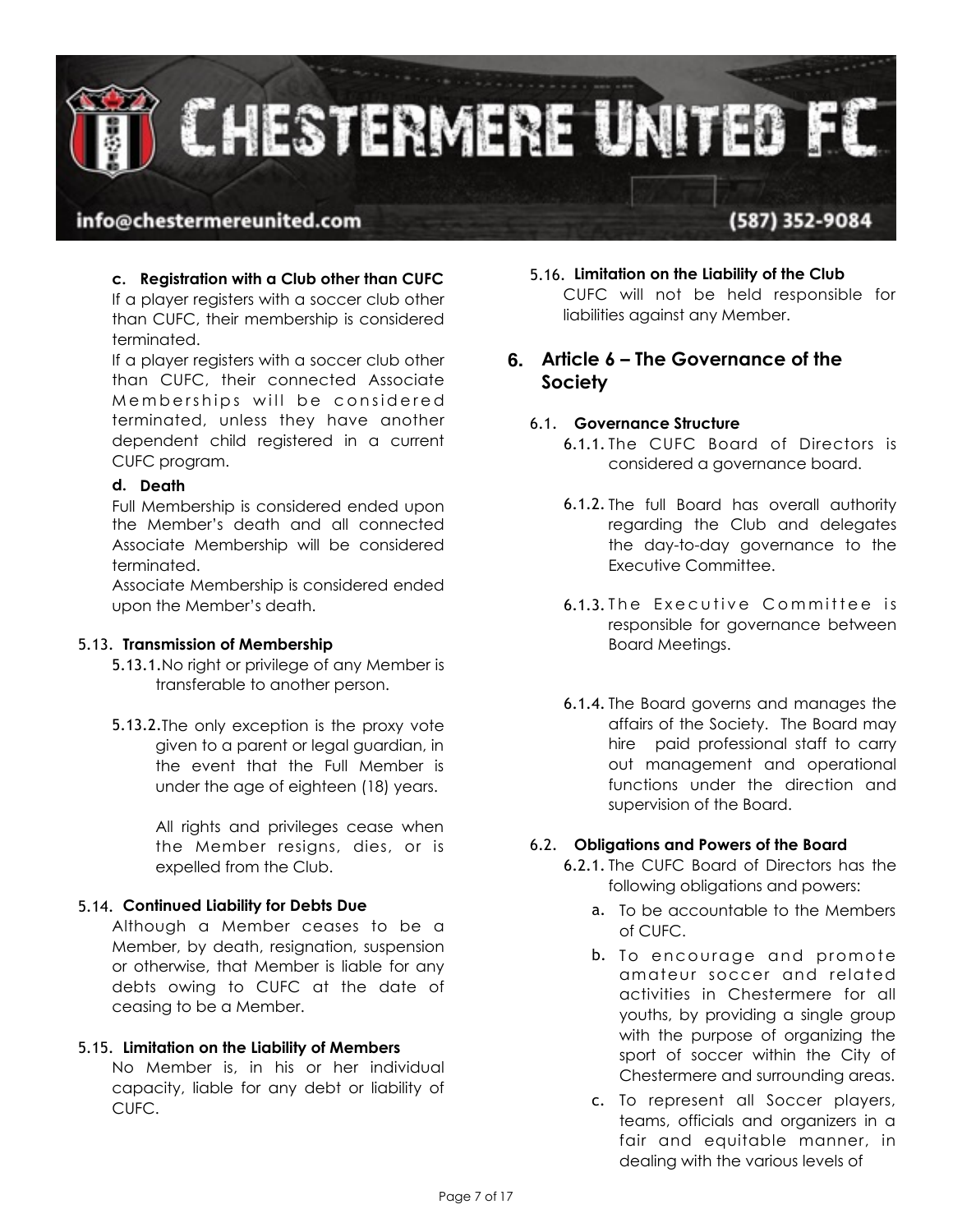**c. Registration with a Club other than CUFC**

If a player registers with a soccer club other than CUFC, their membership is considered terminated.

If a player registers with a soccer club other than CUFC, their connected Associate Memberships will be considered terminated, unless they have another dependent child registered in a current CUFC program.

**d. Death**

Full Membership is considered ended upon the Member's death and all connected Associate Membership will be considered terminated.

Associate Membership is considered ended upon the Member's death.

### 5.13. Transmission of Membership

5.13.1. No right or privilege of any Member is transferable to another person.

5.13.2. The only exception is the proxy vote given to a parent or legal guardian, in the event that the Full Member is under the age of eighteen (18) years.

All rights and privileges cease when the Member resigns, dies, or is expelled from the Club.

### 5.14. Continued Liability for Debts Due

Although a Member ceases to be a Member, by death, resignation, suspension or otherwise, that Member is liable for any debts owing to CUFC at the date of ceasing to be a Member.

### 5.15. Limitation on the Liability of Members

No Member is, in his or her individual capacity, liable for any debt or liability of CUFC.

### 5.16. Limitation on the Liability of the Club

CUFC will not be held responsible for liabilities against any Member.

## 6. Article 6 – The Governance of the Society

### 6.1. Governance Structure

6.1.1. The CUFC Board of Directors is considered a governance board.

6.1.2. The full Board has overall authority regarding the Club and delegates the day-to-day governance to the Executive Committee.

6.1.3. The Executive Committee is responsible for governance between Board Meetings.

6.1.4. The Board governs and manages the affairs of the Society. The Board may hire paid professional staff to carry out management and operational functions under the direction and supervision of the Board.

### 6.2. Obligations and Powers of the Board

6.2.1. The CUFC Board of Directors has the following obligations and powers:

a. To be accountable to the Members of CUFC.

b. To encourage and promote amateur soccer and related activities in Chestermere for all youths, by providing a single group with the purpose of organizing the sport of soccer within the City of Chestermere and surrounding areas.

c. To represent all Soccer players, teams, officials and organizers in a fair and equitable manner, in dealing with the various levels of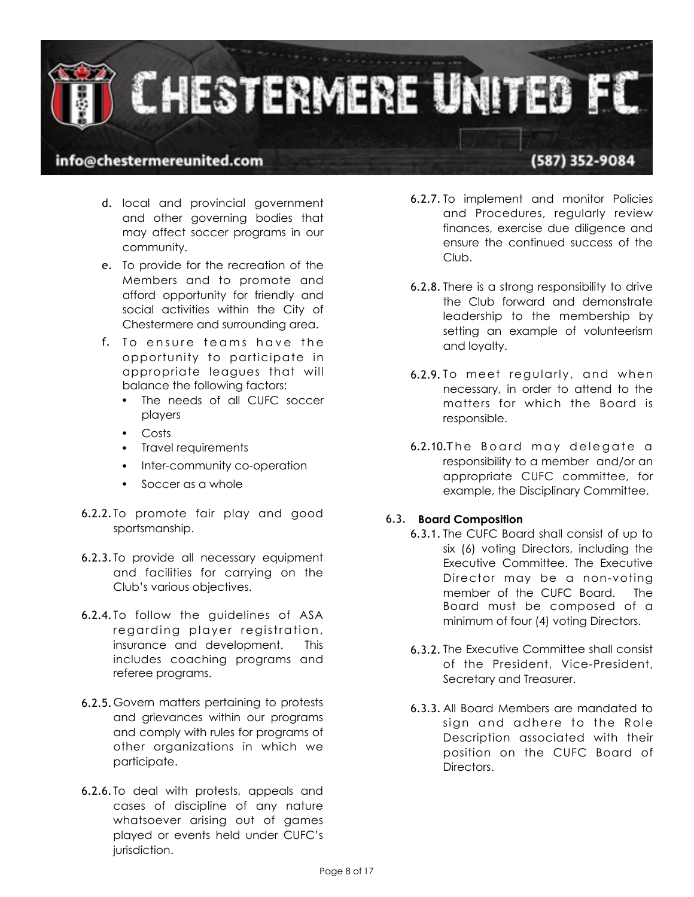d. local and provincial government and other governing bodies that may affect soccer programs in our community.

e. To provide for the recreation of the Members and to promote and afford opportunity for friendly and social activities within the City of Chestermere and surrounding area.

f. To ensure teams have the opportunity to participate in appropriate leagues that will balance the following factors:
   - The needs of all CUFC soccer players
   - Costs
   - Travel requirements
   - Inter-community co-operation
   - Soccer as a whole

**6.2.2.** To promote fair play and good sportsmanship.

**6.2.3.** To provide all necessary equipment and facilities for carrying on the Club's various objectives.

**6.2.4.** To follow the guidelines of ASA regarding player registration, insurance and development. This includes coaching programs and referee programs.

**6.2.5.** Govern matters pertaining to protests and grievances within our programs and comply with rules for programs of other organizations in which we participate.

**6.2.6.** To deal with protests, appeals and cases of discipline of any nature whatsoever arising out of games played or events held under CUFC's jurisdiction.

**6.2.7.** To implement and monitor Policies and Procedures, regularly review finances, exercise due diligence and ensure the continued success of the Club.

**6.2.8.** There is a strong responsibility to drive the Club forward and demonstrate leadership to the membership by setting an example of volunteerism and loyalty.

**6.2.9.** To meet regularly, and when necessary, in order to attend to the matters for which the Board is responsible.

**6.2.10.** The Board may delegate a responsibility to a member and/or an appropriate CUFC committee, for example, the Disciplinary Committee.

### 6.3. Board Composition

**6.3.1.** The CUFC Board shall consist of up to six (6) voting Directors, including the Executive Committee. The Executive Director may be a non-voting member of the CUFC Board. The Board must be composed of a minimum of four (4) voting Directors.

**6.3.2.** The Executive Committee shall consist of the President, Vice-President, Secretary and Treasurer.

**6.3.3.** All Board Members are mandated to sign and adhere to the Role Description associated with their position on the CUFC Board of Directors.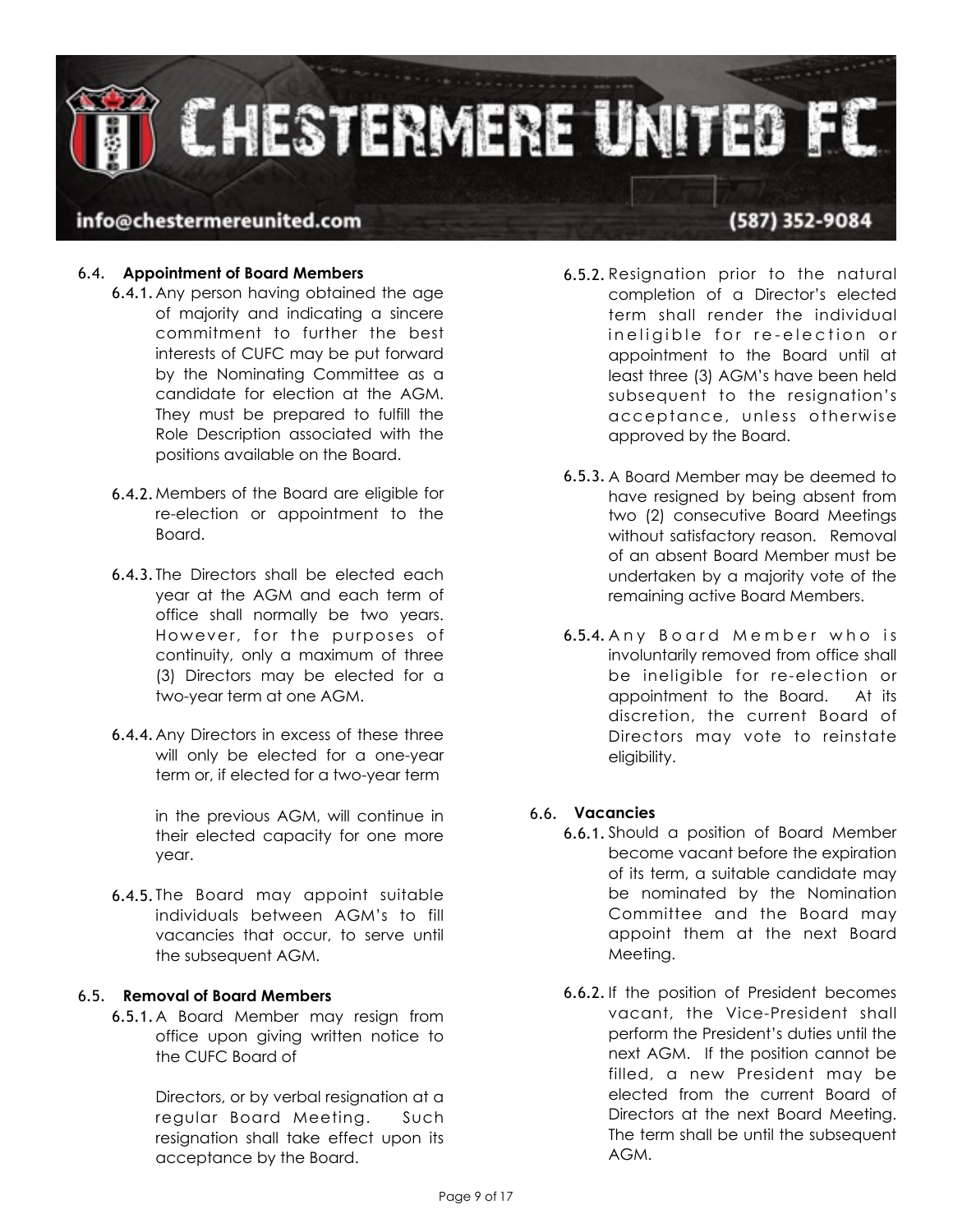### 6.4. Appointment of Board Members

6.4.1. Any person having obtained the age of majority and indicating a sincere commitment to further the best interests of CUFC may be put forward by the Nominating Committee as a candidate for election at the AGM. They must be prepared to fulfill the Role Description associated with the positions available on the Board.

6.4.2. Members of the Board are eligible for re-election or appointment to the Board.

6.4.3. The Directors shall be elected each year at the AGM and each term of office shall normally be two years. However, for the purposes of continuity, only a maximum of three (3) Directors may be elected for a two-year term at one AGM.

6.4.4. Any Directors in excess of these three will only be elected for a one-year term or, if elected for a two-year term in the previous AGM, will continue in their elected capacity for one more year.

6.4.5. The Board may appoint suitable individuals between AGM's to fill vacancies that occur, to serve until the subsequent AGM.

### 6.5. Removal of Board Members

6.5.1. A Board Member may resign from office upon giving written notice to the CUFC Board of Directors, or by verbal resignation at a regular Board Meeting. Such resignation shall take effect upon its acceptance by the Board.

6.5.2. Resignation prior to the natural completion of a Director's elected term shall render the individual ineligible for re-election or appointment to the Board until at least three (3) AGM's have been held subsequent to the resignation's acceptance, unless otherwise approved by the Board.

6.5.3. A Board Member may be deemed to have resigned by being absent from two (2) consecutive Board Meetings without satisfactory reason. Removal of an absent Board Member must be undertaken by a majority vote of the remaining active Board Members.

6.5.4. Any Board Member who is involuntarily removed from office shall be ineligible for re-election or appointment to the Board. At its discretion, the current Board of Directors may vote to reinstate eligibility.

### 6.6. Vacancies

6.6.1. Should a position of Board Member become vacant before the expiration of its term, a suitable candidate may be nominated by the Nomination Committee and the Board may appoint them at the next Board Meeting.

6.6.2. If the position of President becomes vacant, the Vice-President shall perform the President's duties until the next AGM. If the position cannot be filled, a new President may be elected from the current Board of Directors at the next Board Meeting. The term shall be until the subsequent AGM.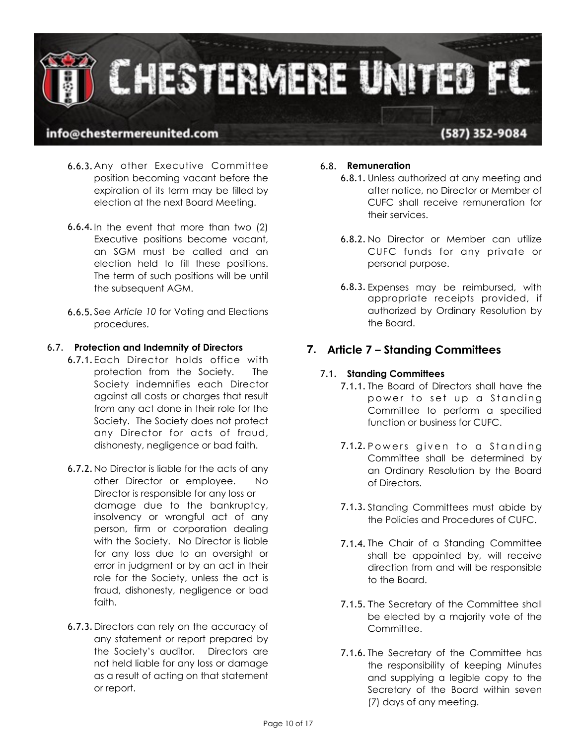6.6.3. Any other Executive Committee position becoming vacant before the expiration of its term may be filled by election at the next Board Meeting.

6.6.4. In the event that more than two (2) Executive positions become vacant, an SGM must be called and an election held to fill these positions. The term of such positions will be until the subsequent AGM.

6.6.5. See *Article 10* for Voting and Elections procedures.

### 6.7. Protection and Indemnity of Directors

6.7.1. Each Director holds office with protection from the Society. The Society indemnifies each Director against all costs or charges that result from any act done in their role for the Society. The Society does not protect any Director for acts of fraud, dishonesty, negligence or bad faith.

6.7.2. No Director is liable for the acts of any other Director or employee. No Director is responsible for any loss or damage due to the bankruptcy, insolvency or wrongful act of any person, firm or corporation dealing with the Society. No Director is liable for any loss due to an oversight or error in judgment or by an act in their role for the Society, unless the act is fraud, dishonesty, negligence or bad faith.

6.7.3. Directors can rely on the accuracy of any statement or report prepared by the Society's auditor. Directors are not held liable for any loss or damage as a result of acting on that statement or report.

### 6.8. Remuneration

6.8.1. Unless authorized at any meeting and after notice, no Director or Member of CUFC shall receive remuneration for their services.

6.8.2. No Director or Member can utilize CUFC funds for any private or personal purpose.

6.8.3. Expenses may be reimbursed, with appropriate receipts provided, if authorized by Ordinary Resolution by the Board.

## 7. Article 7 – Standing Committees

### 7.1. Standing Committees

7.1.1. The Board of Directors shall have the power to set up a Standing Committee to perform a specified function or business for CUFC.

7.1.2. Powers given to a Standing Committee shall be determined by an Ordinary Resolution by the Board of Directors.

7.1.3. Standing Committees must abide by the Policies and Procedures of CUFC.

7.1.4. The Chair of a Standing Committee shall be appointed by, will receive direction from and will be responsible to the Board.

7.1.5. The Secretary of the Committee shall be elected by a majority vote of the Committee.

7.1.6. The Secretary of the Committee has the responsibility of keeping Minutes and supplying a legible copy to the Secretary of the Board within seven (7) days of any meeting.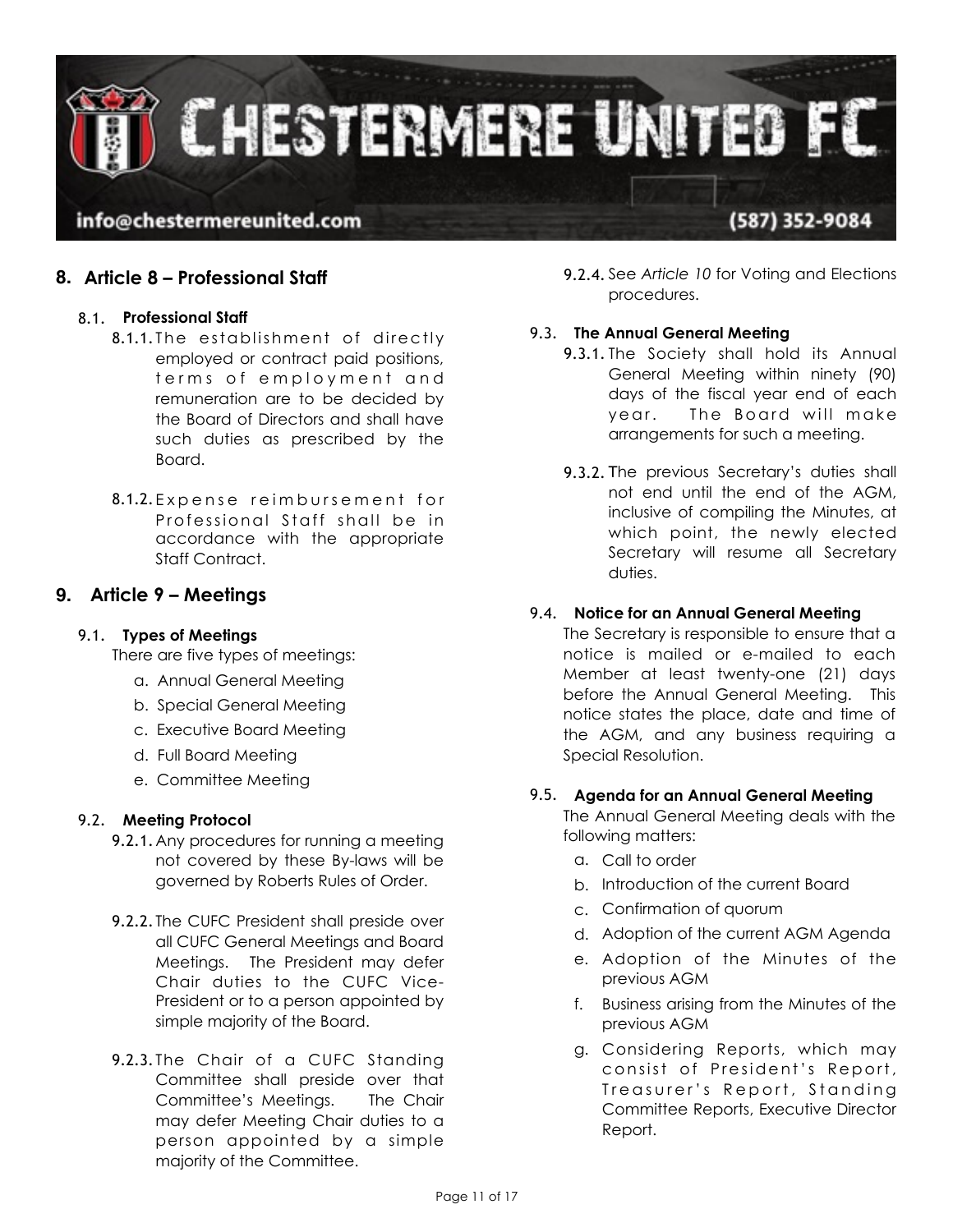## 8. Article 8 – Professional Staff

### 8.1. Professional Staff

**8.1.1.** The establishment of directly employed or contract paid positions, terms of employment and remuneration are to be decided by the Board of Directors and shall have such duties as prescribed by the Board.

**8.1.2.** Expense reimbursement for Professional Staff shall be in accordance with the appropriate Staff Contract.

## 9. Article 9 – Meetings

### 9.1. Types of Meetings

There are five types of meetings:

a. Annual General Meeting
b. Special General Meeting
c. Executive Board Meeting
d. Full Board Meeting
e. Committee Meeting

### 9.2. Meeting Protocol

**9.2.1.** Any procedures for running a meeting not covered by these By-laws will be governed by Roberts Rules of Order.

**9.2.2.** The CUFC President shall preside over all CUFC General Meetings and Board Meetings. The President may defer Chair duties to the CUFC Vice-President or to a person appointed by simple majority of the Board.

**9.2.3.** The Chair of a CUFC Standing Committee shall preside over that Committee's Meetings. The Chair may defer Meeting Chair duties to a person appointed by a simple majority of the Committee.

**9.2.4.** See *Article 10* for Voting and Elections procedures.

### 9.3. The Annual General Meeting

**9.3.1.** The Society shall hold its Annual General Meeting within ninety (90) days of the fiscal year end of each year. The Board will make arrangements for such a meeting.

**9.3.2.** The previous Secretary's duties shall not end until the end of the AGM, inclusive of compiling the Minutes, at which point, the newly elected Secretary will resume all Secretary duties.

### 9.4. Notice for an Annual General Meeting

The Secretary is responsible to ensure that a notice is mailed or e-mailed to each Member at least twenty-one (21) days before the Annual General Meeting. This notice states the place, date and time of the AGM, and any business requiring a Special Resolution.

### 9.5. Agenda for an Annual General Meeting

The Annual General Meeting deals with the following matters:

a. Call to order
b. Introduction of the current Board
c. Confirmation of quorum
d. Adoption of the current AGM Agenda
e. Adoption of the Minutes of the previous AGM
f. Business arising from the Minutes of the previous AGM
g. Considering Reports, which may consist of President's Report, Treasurer's Report, Standing Committee Reports, Executive Director Report.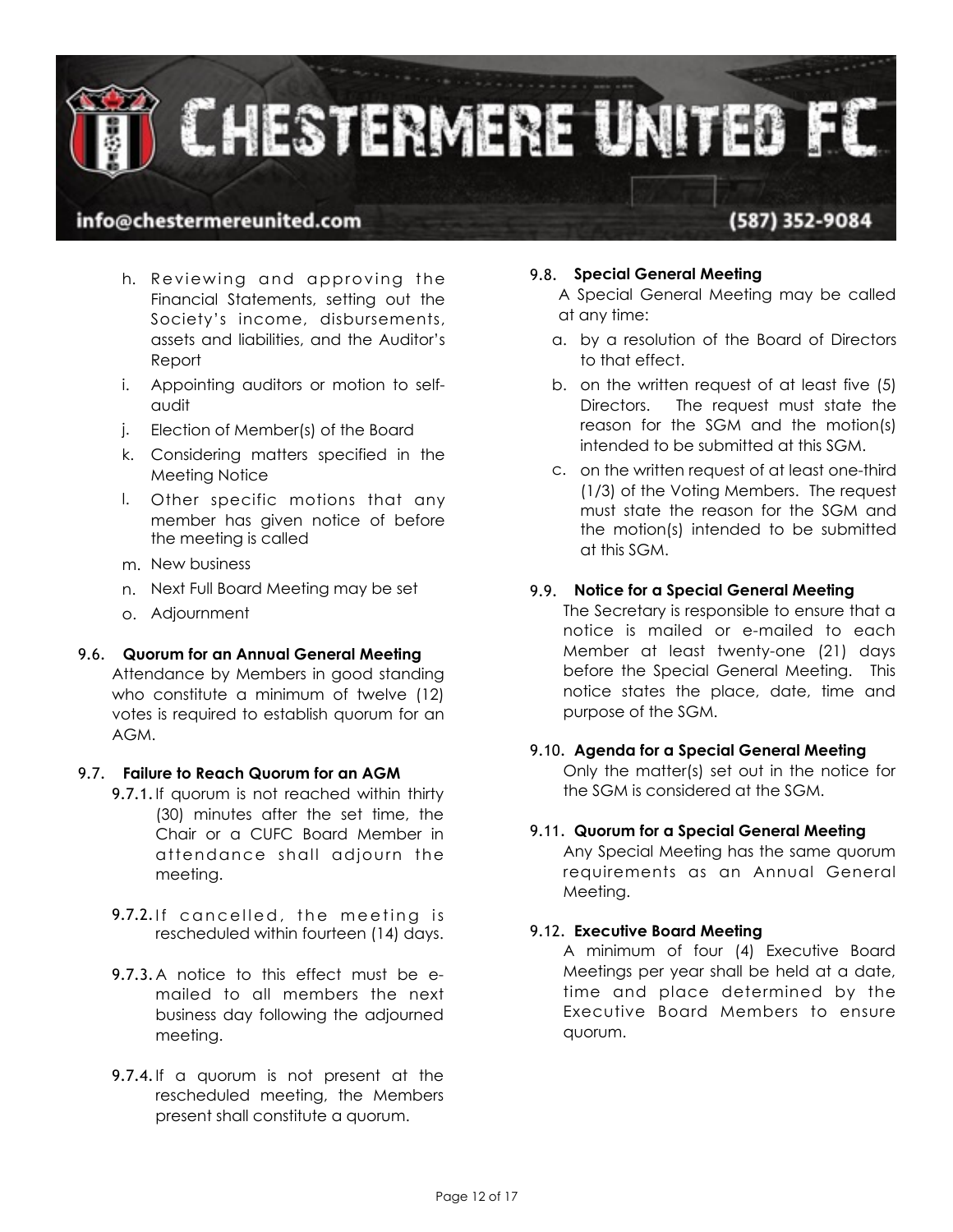h. Reviewing and approving the Financial Statements, setting out the Society's income, disbursements, assets and liabilities, and the Auditor's Report
i. Appointing auditors or motion to self-audit
j. Election of Member(s) of the Board
k. Considering matters specified in the Meeting Notice
l. Other specific motions that any member has given notice of before the meeting is called
m. New business
n. Next Full Board Meeting may be set
o. Adjournment

**9.6. Quorum for an Annual General Meeting**

Attendance by Members in good standing who constitute a minimum of twelve (12) votes is required to establish quorum for an AGM.

**9.7. Failure to Reach Quorum for an AGM**

**9.7.1.** If quorum is not reached within thirty (30) minutes after the set time, the Chair or a CUFC Board Member in attendance shall adjourn the meeting.

**9.7.2.** If cancelled, the meeting is rescheduled within fourteen (14) days.

**9.7.3.** A notice to this effect must be e-mailed to all members the next business day following the adjourned meeting.

**9.7.4.** If a quorum is not present at the rescheduled meeting, the Members present shall constitute a quorum.

**9.8. Special General Meeting**

A Special General Meeting may be called at any time:

a. by a resolution of the Board of Directors to that effect.
b. on the written request of at least five (5) Directors. The request must state the reason for the SGM and the motion(s) intended to be submitted at this SGM.
c. on the written request of at least one-third (1/3) of the Voting Members. The request must state the reason for the SGM and the motion(s) intended to be submitted at this SGM.

**9.9. Notice for a Special General Meeting**

The Secretary is responsible to ensure that a notice is mailed or e-mailed to each Member at least twenty-one (21) days before the Special General Meeting. This notice states the place, date, time and purpose of the SGM.

**9.10. Agenda for a Special General Meeting**

Only the matter(s) set out in the notice for the SGM is considered at the SGM.

**9.11. Quorum for a Special General Meeting**

Any Special Meeting has the same quorum requirements as an Annual General Meeting.

**9.12. Executive Board Meeting**

A minimum of four (4) Executive Board Meetings per year shall be held at a date, time and place determined by the Executive Board Members to ensure quorum.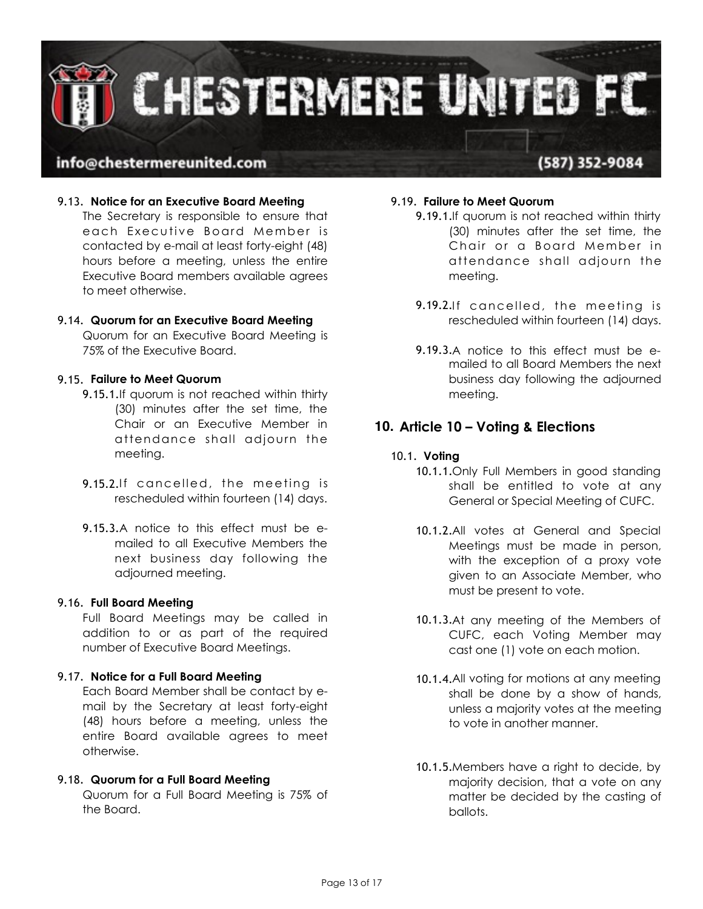### 9.13. Notice for an Executive Board Meeting

The Secretary is responsible to ensure that each Executive Board Member is contacted by e-mail at least forty-eight (48) hours before a meeting, unless the entire Executive Board members available agrees to meet otherwise.

### 9.14. Quorum for an Executive Board Meeting

Quorum for an Executive Board Meeting is 75% of the Executive Board.

### 9.15. Failure to Meet Quorum

**9.15.1.** If quorum is not reached within thirty (30) minutes after the set time, the Chair or an Executive Member in attendance shall adjourn the meeting.

**9.15.2.** If cancelled, the meeting is rescheduled within fourteen (14) days.

**9.15.3.** A notice to this effect must be e-mailed to all Executive Members the next business day following the adjourned meeting.

### 9.16. Full Board Meeting

Full Board Meetings may be called in addition to or as part of the required number of Executive Board Meetings.

### 9.17. Notice for a Full Board Meeting

Each Board Member shall be contact by e-mail by the Secretary at least forty-eight (48) hours before a meeting, unless the entire Board available agrees to meet otherwise.

### 9.18. Quorum for a Full Board Meeting

Quorum for a Full Board Meeting is 75% of the Board.

### 9.19. Failure to Meet Quorum

**9.19.1.** If quorum is not reached within thirty (30) minutes after the set time, the Chair or a Board Member in attendance shall adjourn the meeting.

**9.19.2.** If cancelled, the meeting is rescheduled within fourteen (14) days.

**9.19.3.** A notice to this effect must be e-mailed to all Board Members the next business day following the adjourned meeting.

## 10. Article 10 – Voting & Elections

### 10.1. Voting

**10.1.1.** Only Full Members in good standing shall be entitled to vote at any General or Special Meeting of CUFC.

**10.1.2.** All votes at General and Special Meetings must be made in person, with the exception of a proxy vote given to an Associate Member, who must be present to vote.

**10.1.3.** At any meeting of the Members of CUFC, each Voting Member may cast one (1) vote on each motion.

**10.1.4.** All voting for motions at any meeting shall be done by a show of hands, unless a majority votes at the meeting to vote in another manner.

**10.1.5.** Members have a right to decide, by majority decision, that a vote on any matter be decided by the casting of ballots.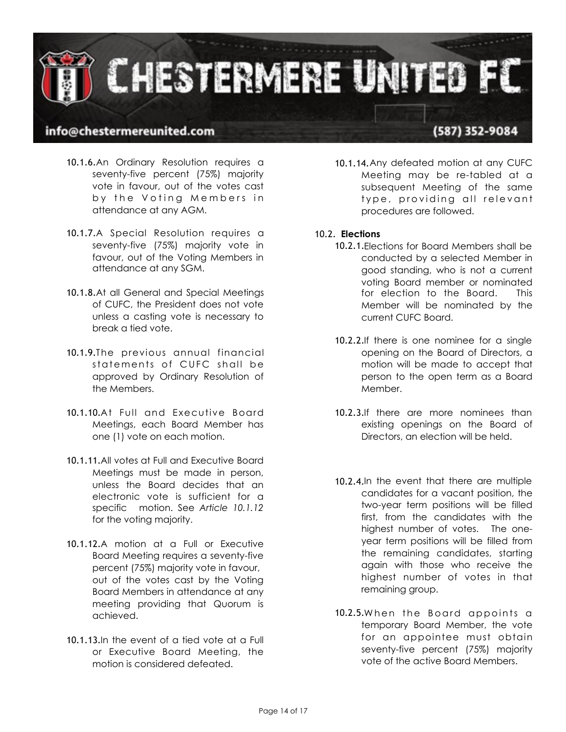10.1.6. An Ordinary Resolution requires a seventy-five percent (75%) majority vote in favour, out of the votes cast by the Voting Members in attendance at any AGM.

10.1.7. A Special Resolution requires a seventy-five (75%) majority vote in favour, out of the Voting Members in attendance at any SGM.

10.1.8. At all General and Special Meetings of CUFC, the President does not vote unless a casting vote is necessary to break a tied vote.

10.1.9. The previous annual financial statements of CUFC shall be approved by Ordinary Resolution of the Members.

10.1.10. At Full and Executive Board Meetings, each Board Member has one (1) vote on each motion.

10.1.11. All votes at Full and Executive Board Meetings must be made in person, unless the Board decides that an electronic vote is sufficient for a specific motion. See *Article 10.1.12* for the voting majority.

10.1.12. A motion at a Full or Executive Board Meeting requires a seventy-five percent (75%) majority vote in favour, out of the votes cast by the Voting Board Members in attendance at any meeting providing that Quorum is achieved.

10.1.13. In the event of a tied vote at a Full or Executive Board Meeting, the motion is considered defeated.

10.1.14. Any defeated motion at any CUFC Meeting may be re-tabled at a subsequent Meeting of the same type, providing all relevant procedures are followed.

10.2. **Elections**

10.2.1. Elections for Board Members shall be conducted by a selected Member in good standing, who is not a current voting Board member or nominated for election to the Board. This Member will be nominated by the current CUFC Board.

10.2.2. If there is one nominee for a single opening on the Board of Directors, a motion will be made to accept that person to the open term as a Board Member.

10.2.3. If there are more nominees than existing openings on the Board of Directors, an election will be held.

10.2.4. In the event that there are multiple candidates for a vacant position, the two-year term positions will be filled first, from the candidates with the highest number of votes. The one-year term positions will be filled from the remaining candidates, starting again with those who receive the highest number of votes in that remaining group.

10.2.5. When the Board appoints a temporary Board Member, the vote for an appointee must obtain seventy-five percent (75%) majority vote of the active Board Members.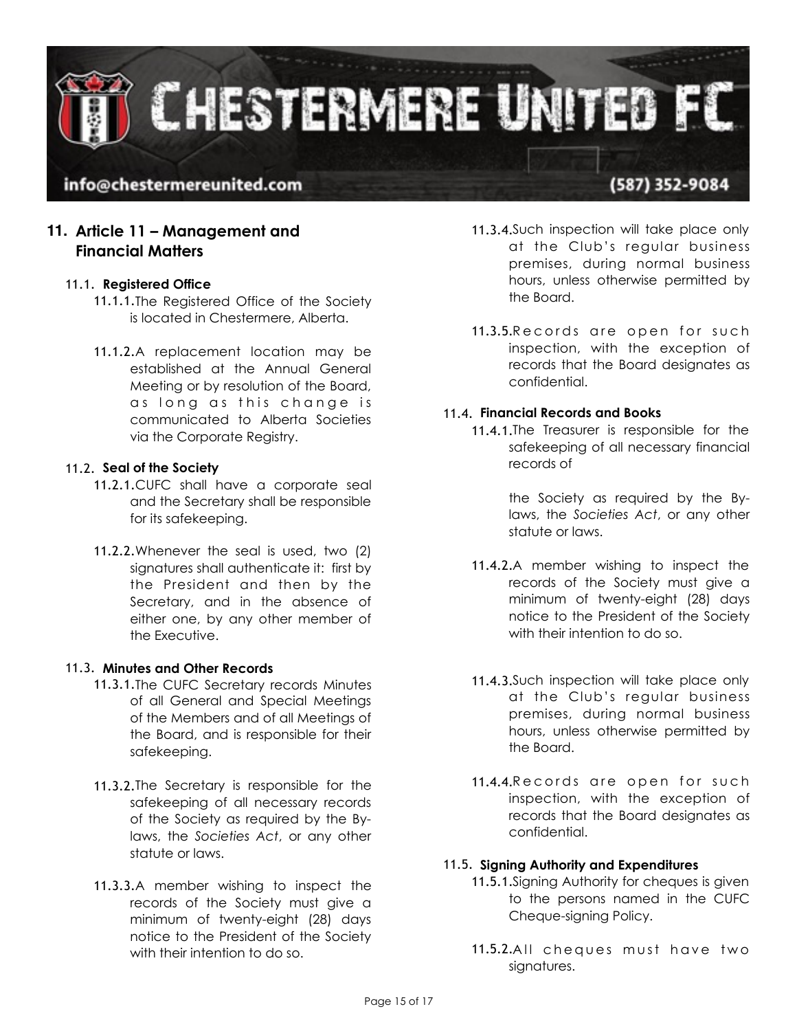## 11. Article 11 – Management and Financial Matters

### 11.1. Registered Office

**11.1.1.** The Registered Office of the Society is located in Chestermere, Alberta.

**11.1.2.** A replacement location may be established at the Annual General Meeting or by resolution of the Board, as long as this change is communicated to Alberta Societies via the Corporate Registry.

### 11.2. Seal of the Society

**11.2.1.** CUFC shall have a corporate seal and the Secretary shall be responsible for its safekeeping.

**11.2.2.** Whenever the seal is used, two (2) signatures shall authenticate it: first by the President and then by the Secretary, and in the absence of either one, by any other member of the Executive.

### 11.3. Minutes and Other Records

**11.3.1.** The CUFC Secretary records Minutes of all General and Special Meetings of the Members and of all Meetings of the Board, and is responsible for their safekeeping.

**11.3.2.** The Secretary is responsible for the safekeeping of all necessary records of the Society as required by the By-laws, the *Societies Act*, or any other statute or laws.

**11.3.3.** A member wishing to inspect the records of the Society must give a minimum of twenty-eight (28) days notice to the President of the Society with their intention to do so.

**11.3.4.** Such inspection will take place only at the Club's regular business premises, during normal business hours, unless otherwise permitted by the Board.

**11.3.5.** Records are open for such inspection, with the exception of records that the Board designates as confidential.

### 11.4. Financial Records and Books

**11.4.1.** The Treasurer is responsible for the safekeeping of all necessary financial records of

the Society as required by the By-laws, the *Societies Act*, or any other statute or laws.

**11.4.2.** A member wishing to inspect the records of the Society must give a minimum of twenty-eight (28) days notice to the President of the Society with their intention to do so.

**11.4.3.** Such inspection will take place only at the Club's regular business premises, during normal business hours, unless otherwise permitted by the Board.

**11.4.4.** Records are open for such inspection, with the exception of records that the Board designates as confidential.

### 11.5. Signing Authority and Expenditures

**11.5.1.** Signing Authority for cheques is given to the persons named in the CUFC Cheque-signing Policy.

**11.5.2.** All cheques must have two signatures.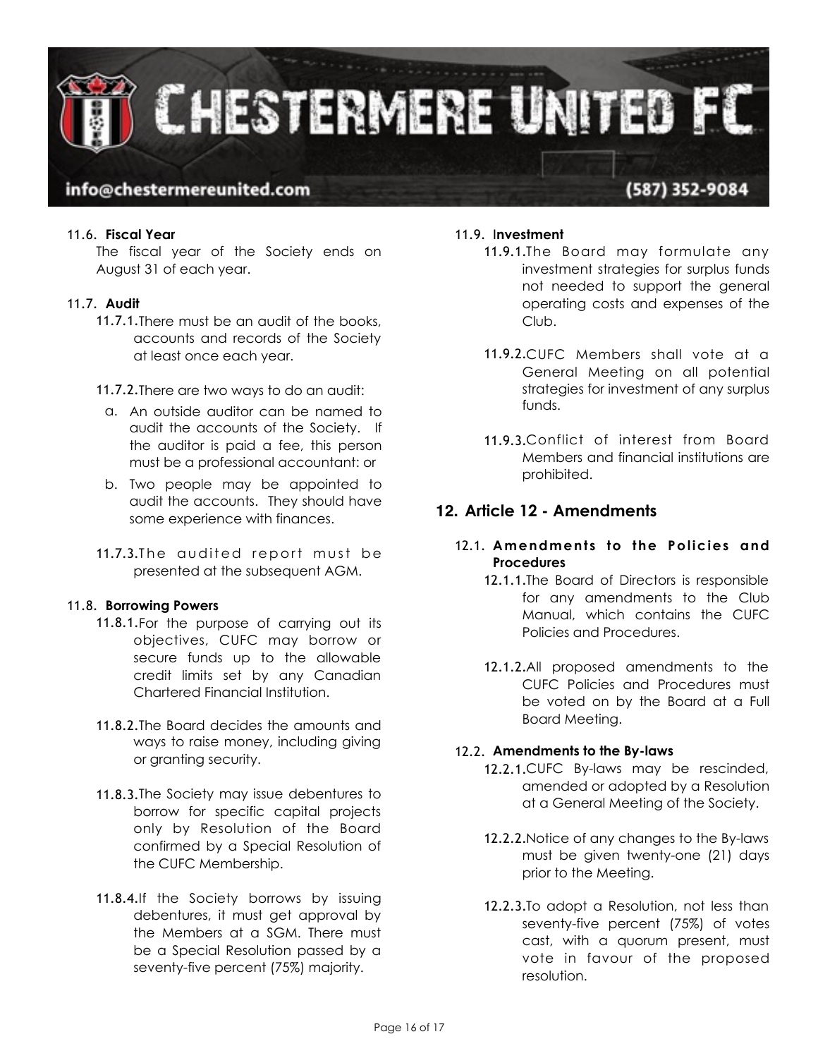### 11.6. Fiscal Year

The fiscal year of the Society ends on August 31 of each year.

### 11.7. Audit

**11.7.1.** There must be an audit of the books, accounts and records of the Society at least once each year.

**11.7.2.** There are two ways to do an audit:

a. An outside auditor can be named to audit the accounts of the Society. If the auditor is paid a fee, this person must be a professional accountant: or

b. Two people may be appointed to audit the accounts. They should have some experience with finances.

**11.7.3.** The audited report must be presented at the subsequent AGM.

### 11.8. Borrowing Powers

**11.8.1.** For the purpose of carrying out its objectives, CUFC may borrow or secure funds up to the allowable credit limits set by any Canadian Chartered Financial Institution.

**11.8.2.** The Board decides the amounts and ways to raise money, including giving or granting security.

**11.8.3.** The Society may issue debentures to borrow for specific capital projects only by Resolution of the Board confirmed by a Special Resolution of the CUFC Membership.

**11.8.4.** If the Society borrows by issuing debentures, it must get approval by the Members at a SGM. There must be a Special Resolution passed by a seventy-five percent (75%) majority.

### 11.9. Investment

**11.9.1.** The Board may formulate any investment strategies for surplus funds not needed to support the general operating costs and expenses of the Club.

**11.9.2.** CUFC Members shall vote at a General Meeting on all potential strategies for investment of any surplus funds.

**11.9.3.** Conflict of interest from Board Members and financial institutions are prohibited.

## 12. Article 12 - Amendments

### 12.1. Amendments to the Policies and Procedures

**12.1.1.** The Board of Directors is responsible for any amendments to the Club Manual, which contains the CUFC Policies and Procedures.

**12.1.2.** All proposed amendments to the CUFC Policies and Procedures must be voted on by the Board at a Full Board Meeting.

### 12.2. Amendments to the By-laws

**12.2.1.** CUFC By-laws may be rescinded, amended or adopted by a Resolution at a General Meeting of the Society.

**12.2.2.** Notice of any changes to the By-laws must be given twenty-one (21) days prior to the Meeting.

**12.2.3.** To adopt a Resolution, not less than seventy-five percent (75%) of votes cast, with a quorum present, must vote in favour of the proposed resolution.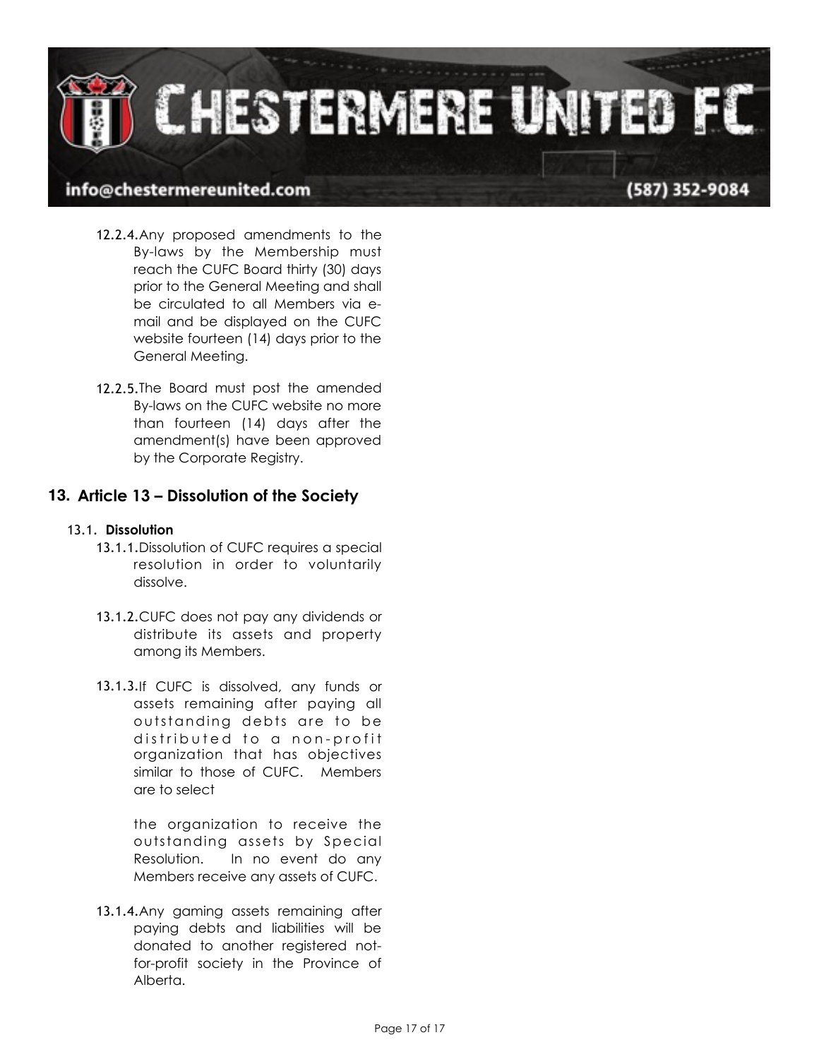12.2.4. Any proposed amendments to the By-laws by the Membership must reach the CUFC Board thirty (30) days prior to the General Meeting and shall be circulated to all Members via e-mail and be displayed on the CUFC website fourteen (14) days prior to the General Meeting.

12.2.5. The Board must post the amended By-laws on the CUFC website no more than fourteen (14) days after the amendment(s) have been approved by the Corporate Registry.

## 13. Article 13 – Dissolution of the Society

### 13.1. Dissolution

13.1.1. Dissolution of CUFC requires a special resolution in order to voluntarily dissolve.

13.1.2. CUFC does not pay any dividends or distribute its assets and property among its Members.

13.1.3. If CUFC is dissolved, any funds or assets remaining after paying all outstanding debts are to be distributed to a non-profit organization that has objectives similar to those of CUFC. Members are to select

the organization to receive the outstanding assets by Special Resolution. In no event do any Members receive any assets of CUFC.

13.1.4. Any gaming assets remaining after paying debts and liabilities will be donated to another registered not-for-profit society in the Province of Alberta.